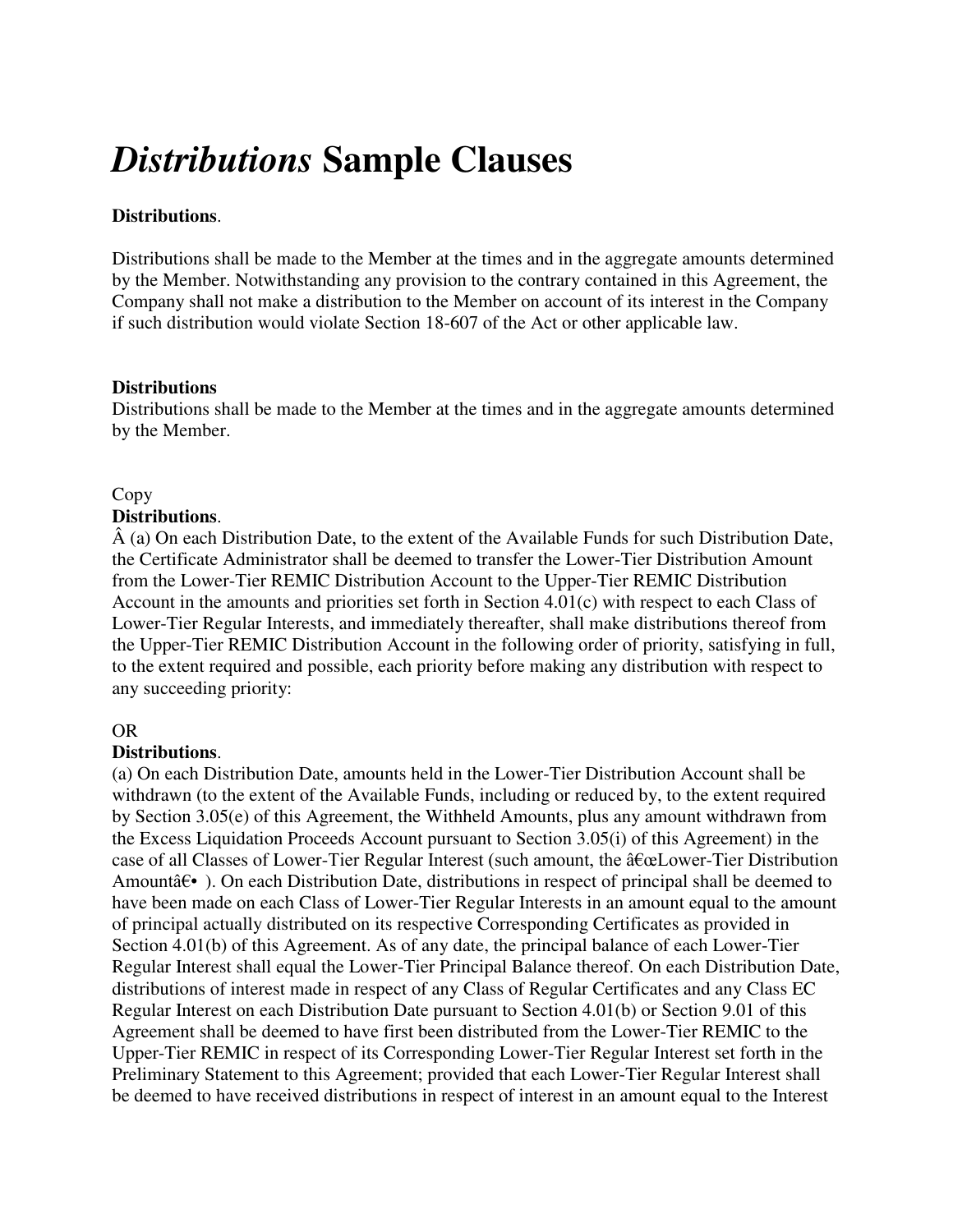# *Distributions* Sample Clauses

**Distributions**.

Distributions shall be made to the Member at the times and in the aggregate amounts determined by the Member. Notwithstanding any provision to the contrary contained in this Agreement, the Company shall not make a distribution to the Member on account of its interest in the Company if such distribution would violate Section 18-607 of the Act or other applicable law.

**Distributions**

Distributions shall be made to the Member at the times and in the aggregate amounts determined by the Member.

Copy

**Distributions**.

Â (a) On each Distribution Date, to the extent of the Available Funds for such Distribution Date, the Certificate Administrator shall be deemed to transfer the Lower-Tier Distribution Amount from the Lower-Tier REMIC Distribution Account to the Upper-Tier REMIC Distribution Account in the amounts and priorities set forth in Section 4.01(c) with respect to each Class of Lower-Tier Regular Interests, and immediately thereafter, shall make distributions thereof from the Upper-Tier REMIC Distribution Account in the following order of priority, satisfying in full, to the extent required and possible, each priority before making any distribution with respect to any succeeding priority:

OR

**Distributions**.

(a) On each Distribution Date, amounts held in the Lower-Tier Distribution Account shall be withdrawn (to the extent of the Available Funds, including or reduced by, to the extent required by Section 3.05(e) of this Agreement, the Withheld Amounts, plus any amount withdrawn from the Excess Liquidation Proceeds Account pursuant to Section 3.05(i) of this Agreement) in the case of all Classes of Lower-Tier Regular Interest (such amount, the â€œLower-Tier Distribution Amountâ€• ). On each Distribution Date, distributions in respect of principal shall be deemed to have been made on each Class of Lower-Tier Regular Interests in an amount equal to the amount of principal actually distributed on its respective Corresponding Certificates as provided in Section 4.01(b) of this Agreement. As of any date, the principal balance of each Lower-Tier Regular Interest shall equal the Lower-Tier Principal Balance thereof. On each Distribution Date, distributions of interest made in respect of any Class of Regular Certificates and any Class EC Regular Interest on each Distribution Date pursuant to Section 4.01(b) or Section 9.01 of this Agreement shall be deemed to have first been distributed from the Lower-Tier REMIC to the Upper-Tier REMIC in respect of its Corresponding Lower-Tier Regular Interest set forth in the Preliminary Statement to this Agreement; provided that each Lower-Tier Regular Interest shall be deemed to have received distributions in respect of interest in an amount equal to the Interest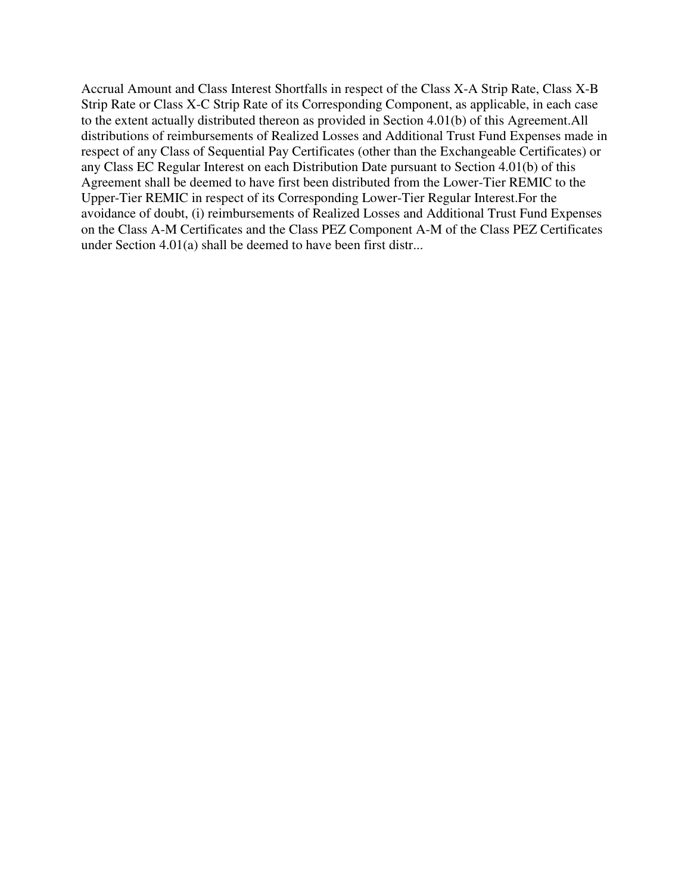Accrual Amount and Class Interest Shortfalls in respect of the Class X-A Strip Rate, Class X-B Strip Rate or Class X-C Strip Rate of its Corresponding Component, as applicable, in each case to the extent actually distributed thereon as provided in Section 4.01(b) of this Agreement.All distributions of reimbursements of Realized Losses and Additional Trust Fund Expenses made in respect of any Class of Sequential Pay Certificates (other than the Exchangeable Certificates) or any Class EC Regular Interest on each Distribution Date pursuant to Section 4.01(b) of this Agreement shall be deemed to have first been distributed from the Lower-Tier REMIC to the Upper-Tier REMIC in respect of its Corresponding Lower-Tier Regular Interest.For the avoidance of doubt, (i) reimbursements of Realized Losses and Additional Trust Fund Expenses on the Class A-M Certificates and the Class PEZ Component A-M of the Class PEZ Certificates under Section 4.01(a) shall be deemed to have been first distr...